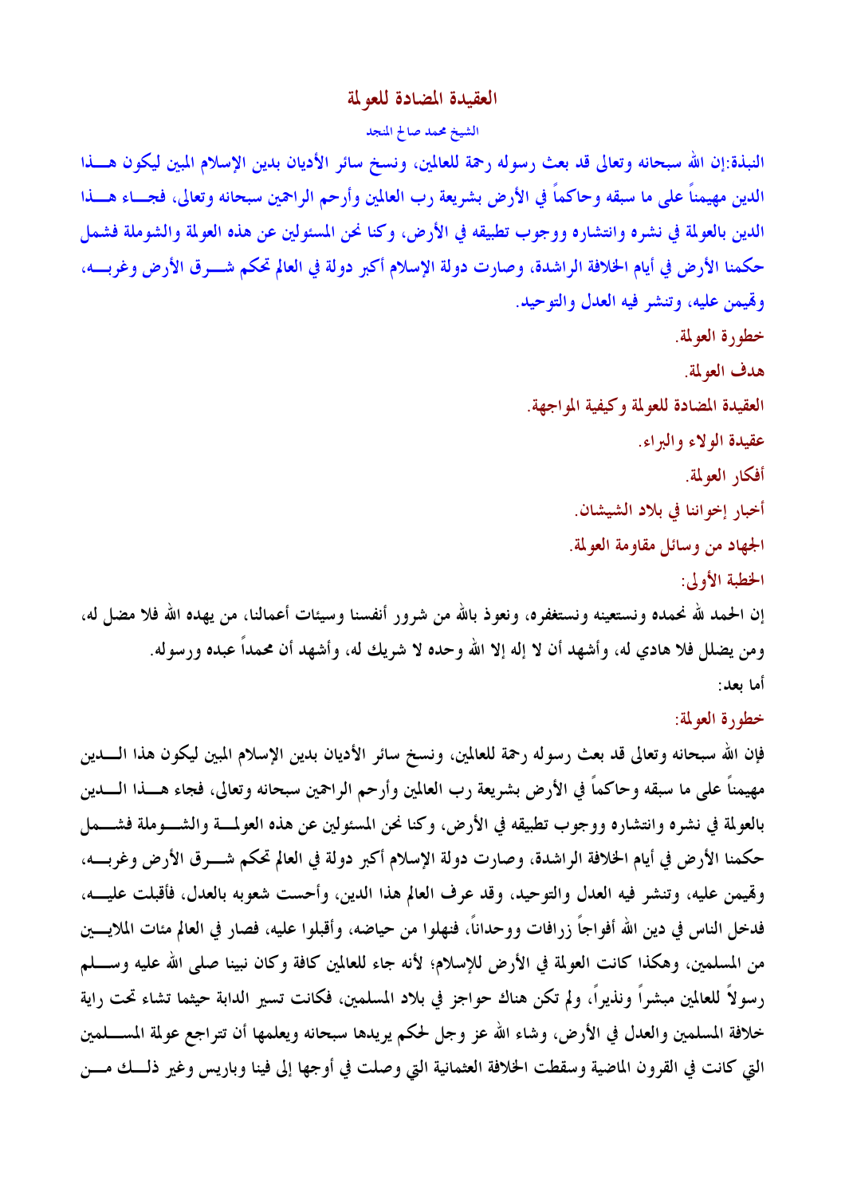# العقيدة المضادة للعولمة

الشيخ محمد صالح المنجد

**النبذة:** إن الله سبحانه وتعالى قد بعث رسوله رحمة للعالمين، ونسخ سائر الأديان بدين الإسلام المبين ليكون هذا الدين مهيمناً على ما سبقه وحاكماً في الأرض بشريعة رب العالمين وأرحم الراحمين سبحانه وتعالى، فجاء هذا الدين بالعولمة في نشره وانتشاره ووجوب تطبيقه في الأرض، وكنا نحن المسئولين عن هذه العولمة والشمولة فشمل حكمنا الأرض في أيام الخلافة الراشدة، وصارت دولة الإسلام أكبر دولة في العالم تحكم شرق الأرض وغربه، وتهيمن عليه، وتنشر فيه العدل والتوحيد.

خطورة العولمة.

هدف العولمة.

العقيدة المضادة للعولمة وكيفية المواجهة.

عقيدة الولاء والبراء.

أفكار العولمة.

أخبار إخواننا في بلاد الشيشان.

الجهاد من وسائل مقاومة العولمة.

## الخطبة الأولى:

إن الحمد لله نحمده ونستعينه ونستغفره، ونعوذ بالله من شرور أنفسنا وسيئات أعمالنا، من يهده الله فلا مضل له، ومن يضلل فلا هادي له، وأشهد أن لا إله إلا الله وحده لا شريك له، وأشهد أن محمداً عبده ورسوله.

أما بعد:

### خطورة العولمة:

فإن الله سبحانه وتعالى قد بعث رسوله رحمة للعالمين، ونسخ سائر الأديان بدين الإسلام المبين ليكون هذا الدين مهيمناً على ما سبقه وحاكماً في الأرض بشريعة رب العالمين وأرحم الراحمين سبحانه وتعالى، فجاء هذا الدين بالعولمة في نشره وانتشاره ووجوب تطبيقه في الأرض، وكنا نحن المسئولين عن هذه العولمة والشمولة فشمل حكمنا الأرض في أيام الخلافة الراشدة، وصارت دولة الإسلام أكبر دولة في العالم تحكم شرق الأرض وغربه، وتهيمن عليه، وتنشر فيه العدل والتوحيد، وقد عرف العالم هذا الدين، وأحست شعوبه بالعدل، فأقبلت عليه، فدخل الناس في دين الله أفواجاً زرافات ووحداناً، فنهلوا من حياضه، وأقبلوا عليه، فصار في العالم مئات الملايين من المسلمين، وهكذا كانت العولمة في الأرض للإسلام؛ لأنه جاء للعالمين كافة وكان نبينا صلى الله عليه وسلم رسولاً للعالمين مبشراً ونذيراً، ولم تكن هناك حواجز في بلاد المسلمين، فكانت تسير الدابة حيثما تشاء تحت راية خلافة المسلمين والعدل في الأرض، وشاء الله عز وجل لحكم يريدها سبحانه ويعلمها أن تتراجع عولمة المسلمين التي كانت في القرون الماضية وسقطت الخلافة العثمانية التي وصلت في أوجها إلى فينا وباريس وغير ذلك من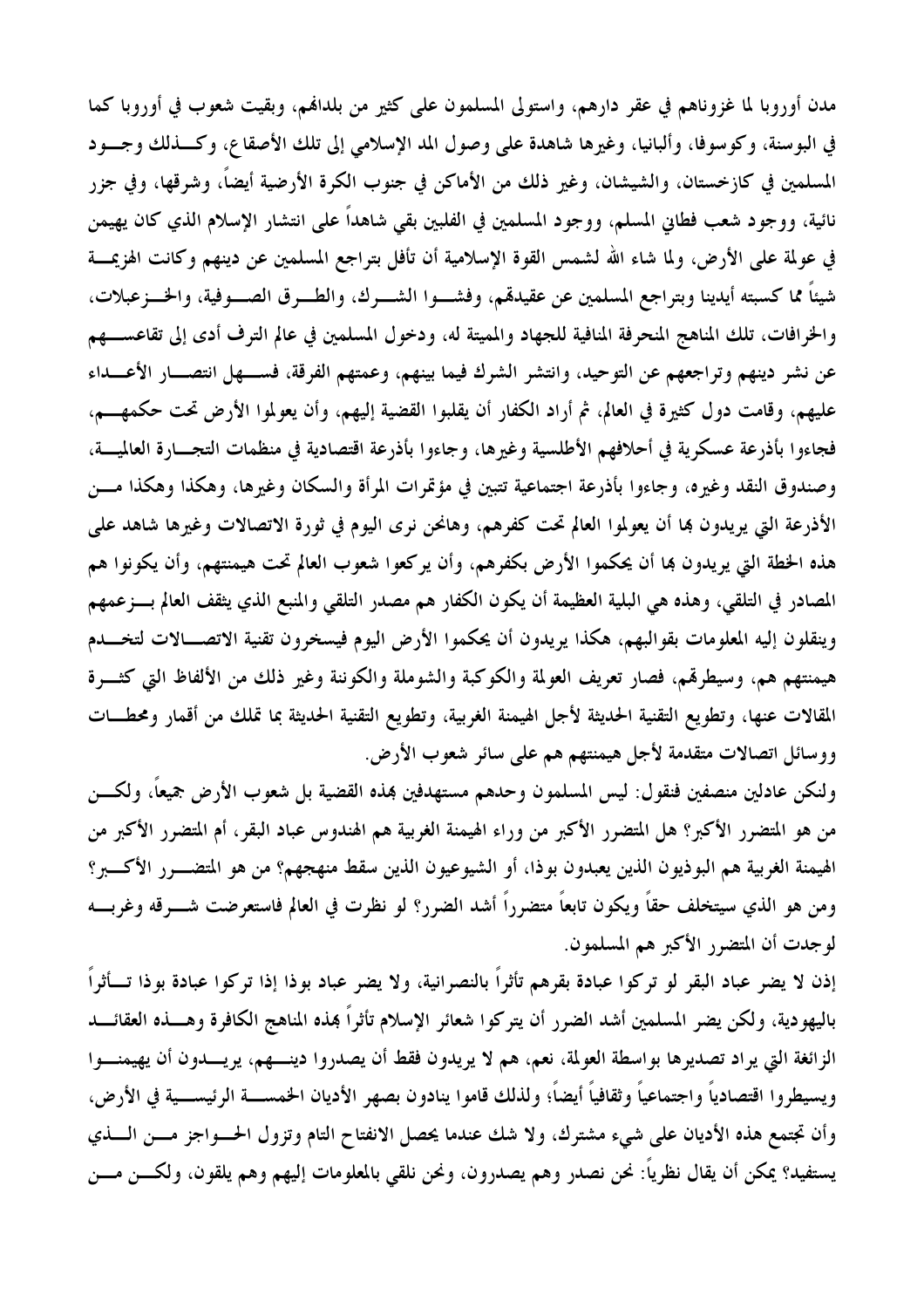مدن أوروبا لما غزوناهم في عقر دارهم، واستولى المسلمون على كثير من بلدانهم، وبقيت شعوب في أوروبا كما في البوسنة، وكوسوفا، وألبانيا، وغيرها شاهدة على وصول المد الإسلامي إلى تلك الأصقاع، وكـذلك وجـود المسلمين في كازخستان، والشيشان، وغير ذلك من الأماكن في جنوب الكرة الأرضية أيضاً، وشرقها، وفي جزر نائية، ووجود شعب فطاني المسلم، ووجود المسلمين في الفلبين بقي شاهداً على انتشار الإسلام الذي كان يهيمن في عولمة على الأرض، ولما شاء الله لشمس القوة الإسلامية أن تأفل بتراجع المسلمين عن دينهم وكانت الهزيمة شيئاً مما كسبته أيدينا وبتراجع المسلمين عن عقيدتهم، وفشـوا الشـرك، والطـرق الصـوفية، والخـزعبلات، والخرافات، تلك المناهج المنحرفة المنافية للجهاد والمميتة له، ودخول المسلمين في عالم الترف أدى إلى تقاعسـهم عن نشر دينهم وتراجعهم عن التوحيد، وانتشر الشرك فيما بينهم، وعمتهم الفرقة، فسـهل انتصـار الأعـداء عليهم، وقامت دول كثيرة في العالم، ثم أراد الكفار أن يقلبوا القضية إليهم، وأن يعولموا الأرض تحت حكمهـم، فجاءوا بأذرعة عسكرية في أحلافهم الأطلسية وغيرها، وجاءوا بأذرعة اقتصادية في منظمات التجـارة العالميـة، وصندوق النقد وغيره، وجاءوا بأذرعة اجتماعية تتبين في مؤتمرات المرأة والسكان وغيرها، وهكذا وهكذا مـن الأذرعة التي يريدون بها أن يعولموا العالم تحت كفرهم، وهانحن نرى اليوم في ثورة الاتصالات وغيرها شاهد على هذه الخطة التي يريدون بها أن يحكموا الأرض بكفرهم، وأن يركعوا شعوب العالم تحت هيمنتهم، وأن يكونوا هم المصادر في التلقي، وهذه هي البلية العظيمة أن يكون الكفار هم مصدر التلقي والمنبع الذي يثقف العالم بـزعمهم وينقلون إليه المعلومات بقوالبهم، هكذا يريدون أن يحكموا الأرض اليوم فيسخرون تقنية الاتصـالات لتخـدم هيمنتهم هم، وسيطرتهم، فصار تعريف العولمة والكوكبة والشوملة والكوننة وغير ذلك من الألفاظ التي كثـرة المقالات عنها، وتطويع التقنية الحديثة لأجل الهيمنة الغربية، وتطويع التقنية الحديثة بما تملك من أقمار ومحطـات ووسائل اتصالات متقدمة لأجل هيمنتهم هم على سائر شعوب الأرض.

ولنكن عادلين منصفين فنقول: ليس المسلمون وحدهم مستهدفين بهذه القضية بل شعوب الأرض جميعاً، ولكـن من هو المتضرر الأكبر؟ هل المتضرر الأكبر من وراء الهيمنة الغربية هم الهندوس عباد البقر، أم المتضرر الأكبر من الهيمنة الغربية هم البوذيون الذين يعبدون بوذا، أو الشيوعيون الذين سقط منهجهم؟ من هو المتضـرر الأكـبر؟ ومن هو الذي سيتخلف حقاً ويكون تابعاً متضرراً أشد الضرر؟ لو نظرت في العالم فاستعرضت شـرقه وغربـه لوجدت أن المتضرر الأكبر هم المسلمون.

إذن لا يضر عباد البقر لو تركوا عبادة بقرهم تأثراً بالنصرانية، ولا يضر عباد بوذا إذا تركوا عبادة بوذا تـأثراً باليهودية، ولكن يضر المسلمين أشد الضرر أن يتركوا شعائر الإسلام تأثراً بهذه المناهج الكافرة وهـذه العقائـد الزائغة التي يراد تصديرها بواسطة العولمة، نعم، هم لا يريدون فقط أن يصدروا دينـهم، يريـدون أن يهيمنـوا ويسيطروا اقتصادياً واجتماعياً وثقافياً أيضاً؛ ولذلك قاموا ينادون بصهر الأديان الخمسـة الرئيسـية في الأرض، وأن تجتمع هذه الأديان على شيء مشترك، ولا شك عندما يحصل الانفتاح التام وتزول الحـواجز مـن الـذي يستفيد؟ يمكن أن يقال نظرياً: نحن نصدر وهم يصدرون، ونحن نلقي بالمعلومات إليهم وهم يلقون، ولكـن مـن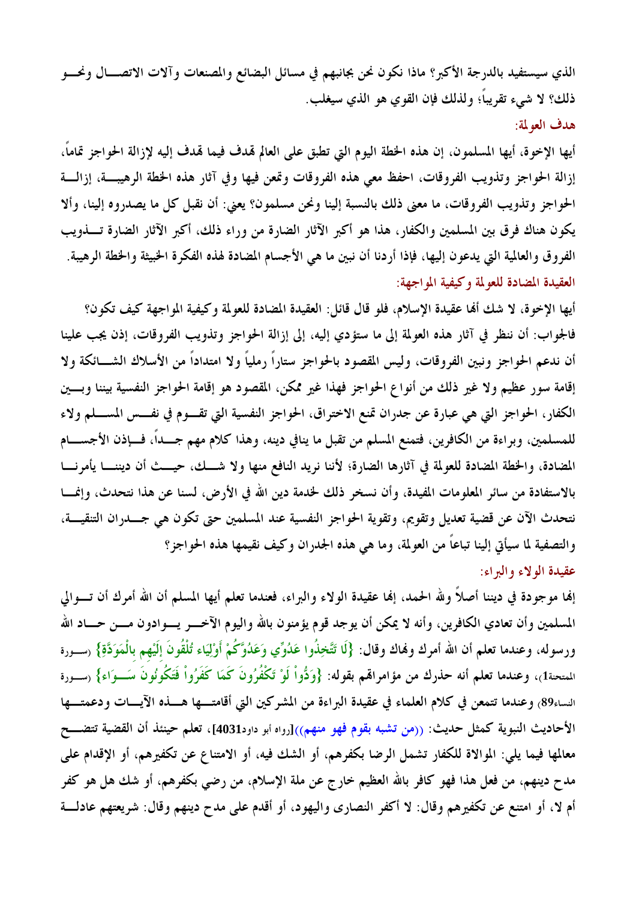الذي سيستفيد بالدرجة الأكبر؟ ماذا نكون نحن بجانبهم في مسائل البضائع والمصنعات وآلات الاتصال ونحو ذلك؟ لا شيء تقريباً؛ ولذلك فإن القوي هو الذي سيغلب.

### هدف العولمة:

أيها الإخوة، أيها المسلمون، إن هذه الخطة اليوم التي تطبق على العالم تهدف فيما تهدف إليه لإزالة الحواجز تماماً، إزالة الحواجز وتذويب الفروقات، احفظ معي هذه الفروقات وتمعن فيها وفي آثار هذه الخطة الرهيبة، إزالة الحواجز وتذويب الفروقات، ما معنى ذلك بالنسبة إلينا ونحن مسلمون؟ يعني: أن نقبل كل ما يصدروه إلينا، وألا يكون هناك فرق بين المسلمين والكفار، هذا هو أكبر الآثار الضارة من وراء ذلك، أكبر الآثار الضارة تذويب الفروق والعالمية التي يدعون إليها، فإذا أردنا أن نبين ما هي الأجسام المضادة لهذه الفكرة الخبيثة والخطة الرهيبة.

### العقيدة المضادة للعولمة وكيفية المواجهة:

أيها الإخوة، لا شك أنها عقيدة الإسلام، فلو قال قائل: العقيدة المضادة للعولمة وكيفية المواجهة كيف تكون؟ فالجواب: أن ننظر في آثار هذه العولمة إلى ما ستؤدي إليه، إلى إزالة الحواجز وتذويب الفروقات، إذن يجب علينا أن ندعم الحواجز ونبين الفروقات، وليس المقصود بالحواجز ستاراً رملياً ولا امتداداً من الأسلاك الشائكة ولا إقامة سور عظيم ولا غير ذلك من أنواع الحواجز فهذا غير ممكن، المقصود هو إقامة الحواجز النفسية بيننا وبين الكفار، الحواجز التي هي عبارة عن جدران تمنع الاختراق، الحواجز النفسية التي تقوم في نفس المسلم ولاء للمسلمين، وبراءة من الكافرين، فتمنع المسلم من تقبل ما ينافي دينه، وهذا كلام مهم جداً، فإذن الأجسام المضادة، والخطة المضادة للعولمة في آثارها الضارة؛ لأننا نريد النافع منها ولا شك، حيث أن ديننا يأمرنا بالاستفادة من سائر المعلومات المفيدة، وأن نسخر ذلك لخدمة دين الله في الأرض، لسنا عن هذا نتحدث، وإنما نتحدث الآن عن قضية تعديل وتقويم، وتقوية الحواجز النفسية عند المسلمين حتى تكون هي جدران التنقية، والتصفية لما سيأتي إلينا تباعاً من العولمة، وما هي هذه الجدران وكيف نقيمها هذه الحواجز؟

### عقيدة الولاء والبراء:

إنها موجودة في ديننا أصلاً ولله الحمد، إنها عقيدة الولاء والبراء، فعندما تعلم أيها المسلم أن الله أمرك أن توالي المسلمين وأن تعادي الكافرين، وأنه لا يمكن أن يوجد قوم يؤمنون بالله واليوم الآخر يوادون من حاد الله ورسوله، وعندما تعلم أن الله أمرك ونهاك وقال: {لَا تَتَّخِذُوا عَدُوِّي وَعَدُوَّكُمْ أَوْلِيَاءَ تُلْقُونَ إِلَيْهِم بِالْمَوَدَّةِ} (سورة الممتحنة1)، وعندما تعلم أنه حذرك من مؤامراتهم بقوله: {وَدُّواْ لَوْ تَكْفُرُونَ كَمَا كَفَرُواْ فَتَكُونُونَ سَوَاءً} (سورة النساء89) وعندما تتمعن في كلام العلماء في عقيدة البراءة من المشركين التي أقامتها هذه الآيات ودعمتها الأحاديث النبوية كمثل حديث: ((من تشبه بقوم فهو منهم))[رواه أبو داود4031]، تعلم حينئذ أن القضية تتضح معالمها فيما يلي: الموالاة للكفار تشمل الرضا بكفرهم، أو الشك فيه، أو الامتناع عن تكفيرهم، أو الإقدام على مدح دينهم، من فعل هذا فهو كافر بالله العظيم خارج عن ملة الإسلام، من رضي بكفرهم، أو شك هل هو كفر أم لا، أو امتنع عن تكفيرهم وقال: لا أكفر النصارى واليهود، أو أقدم على مدح دينهم وقال: شريعتهم عادلة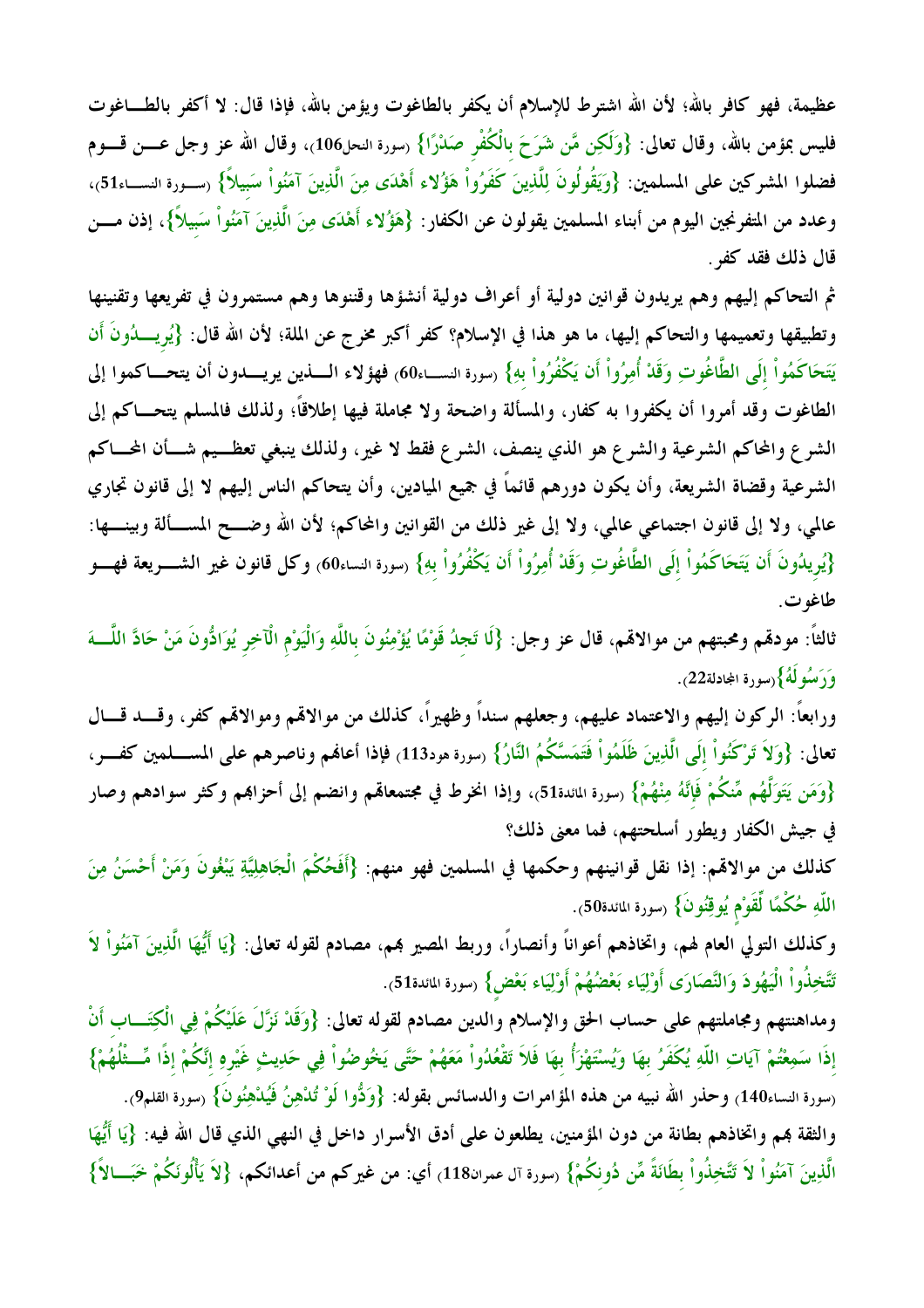عظيمة، فهو كافر بالله؛ لأن الله اشترط للإسلام أن يكفر بالطاغوت ويؤمن بالله، فإذا قال: لا أكفر بالطاغوت فليس بمؤمن بالله، وقال تعالى: {وَلَكِن مَّن شَرَحَ بِالْكُفْرِ صَدْرًا} (سورة النحل106)، وقال الله عز وجل عن قوم فضلوا المشركين على المسلمين: {وَيَقُولُونَ لِلَّذِينَ كَفَرُواْ هَؤُلاء أَهْدَى مِنَ الَّذِينَ آمَنُواْ سَبِيلاً} (سورة النساء51)، وعدد من المتفرنجين اليوم من أبناء المسلمين يقولون عن الكفار: {هَؤُلاء أَهْدَى مِنَ الَّذِينَ آمَنُواْ سَبِيلاً}، إذن من قال ذلك فقد كفر.

ثم التحاكم إليهم وهم يريدون قوانين دولية أو أعراف دولية أنشؤها وقننوها وهم مستمرون في تفريعها وتقنينها وتطبيقها وتعميمها والتحاكم إليها، ما هو هذا في الإسلام؟ كفر أكبر مخرج عن الملة؛ لأن الله قال: {يُرِيدُونَ أَن يَتَحَاكَمُواْ إِلَى الطَّاغُوتِ وَقَدْ أُمِرُواْ أَن يَكْفُرُواْ بِهِ} (سورة النساء60) فهؤلاء الذين يريدون أن يتحاكموا إلى الطاغوت وقد أمروا أن يكفروا به كفار، والمسألة واضحة ولا مجاملة فيها إطلاقاً؛ ولذلك فالمسلم يتحاكم إلى الشرع والمحاكم الشرعية والشرع هو الذي ينصف، الشرع فقط لا غير، ولذلك ينبغي تعظيم شأن المحاكم الشرعية وقضاة الشريعة، وأن يكون دورهم قائماً في جميع الميادين، وأن يتحاكم الناس إليهم لا إلى قانون تجاري عالمي، ولا إلى قانون اجتماعي عالمي، ولا إلى غير ذلك من القوانين والمحاكم؛ لأن الله وضح المسألة وبينها: {يُرِيدُونَ أَن يَتَحَاكَمُواْ إِلَى الطَّاغُوتِ وَقَدْ أُمِرُواْ أَن يَكْفُرُواْ بِهِ} (سورة النساء60) وكل قانون غير الشريعة فهو طاغوت.

ثالثاً: مودهم ومحبتهم من موالاتهم، قال عز وجل: {لَا تَجِدُ قَوْمًا يُؤْمِنُونَ بِاللَّهِ وَالْيَوْمِ الْآخِرِ يُوَادُّونَ مَنْ حَادَّ اللَّهَ وَرَسُولَهُ}(سورة المجادلة22).

ورابعاً: الركون إليهم والاعتماد عليهم، وجعلهم سنداً وظهيراً، كذلك من موالاتهم وموالاتهم كفر، وقد قال تعالى: {وَلاَ تَرْكَنُواْ إِلَى الَّذِينَ ظَلَمُواْ فَتَمَسَّكُمُ النَّارُ} (سورة هود113) فإذا أعانهم وناصرهم على المسلمين كفر، {وَمَن يَتَوَلَّهُم مِّنكُمْ فَإِنَّهُ مِنْهُمْ} (سورة المائدة51)، وإذا انخرط في مجتمعاتهم وانضم إلى أحزابهم وكثر سوادهم وصار في جيش الكفار ويطور أسلحتهم، فما معنى ذلك؟

كذلك من موالاتهم: إذا نقل قوانينهم وحكمها في المسلمين فهو منهم: {أَفَحُكْمَ الْجَاهِلِيَّةِ يَبْغُونَ وَمَنْ أَحْسَنُ مِنَ اللّهِ حُكْمًا لِّقَوْمٍ يُوقِنُونَ} (سورة المائدة50).

وكذلك التولي العام لهم، واتخاذهم أعواناً وأنصاراً، وربط المصير بهم، مصادم لقوله تعالى: {يَا أَيُّهَا الَّذِينَ آمَنُواْ لاَ تَتَّخِذُواْ الْيَهُودَ وَالنَّصَارَى أَوْلِيَاء بَعْضُهُمْ أَوْلِيَاء بَعْضٍ} (سورة المائدة51).

ومداهنتهم ومجاملتهم على حساب الحق والإسلام والدين مصادم لقوله تعالى: {وَقَدْ نَزَّلَ عَلَيْكُمْ فِي الْكِتَابِ أَنْ إِذَا سَمِعْتُمْ آيَاتِ اللّهِ يُكَفَرُ بِهَا وَيُسْتَهْزَأُ بِهَا فَلاَ تَقْعُدُواْ مَعَهُمْ حَتَّى يَخُوضُواْ فِي حَدِيثٍ غَيْرِهِ إِنَّكُمْ إِذًا مِّثْلُهُمْ} (سورة النساء140) وحذر الله نبيه من هذه المؤامرات والدسائس بقوله: {وَدُّوا لَوْ تُدْهِنُ فَيُدْهِنُونَ} (سورة القلم9).

والثقة بهم واتخاذهم بطانة من دون المؤمنين، يطلعون على أدق الأسرار داخل في النهي الذي قال الله فيه: {يَا أَيُّهَا الَّذِينَ آمَنُواْ لاَ تَتَّخِذُواْ بِطَانَةً مِّن دُونِكُمْ} (سورة آل عمران118) أي: من غيركم من أعدائكم، {لاَ يَأْلُونَكُمْ خَبَالاً}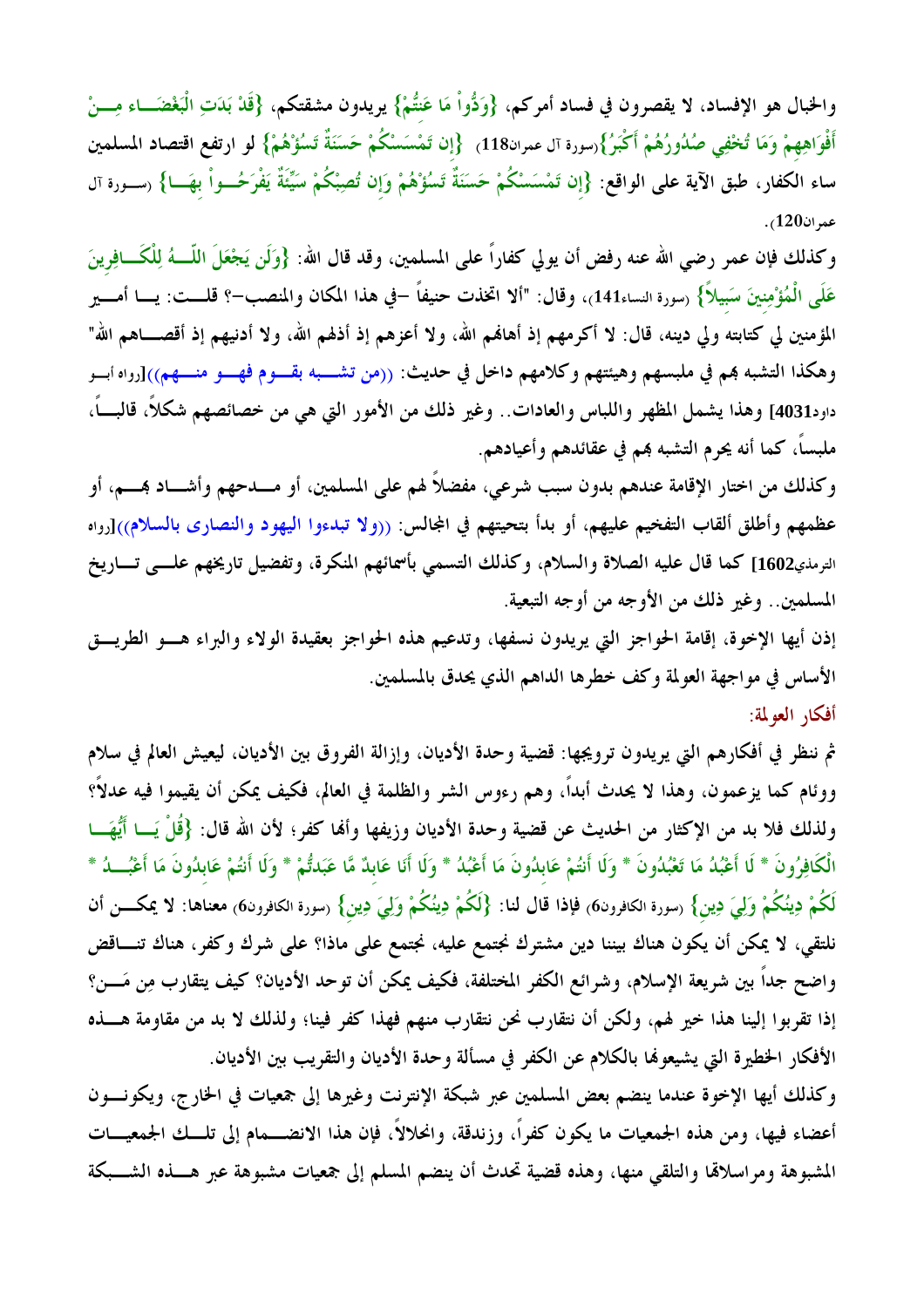والخبال هو الإفساد، لا يقصرون في فساد أمركم، {وَدُّواْ مَا عَنِتُّمْ} يريدون مشقتكم، {قَدْ بَدَتِ الْبَغْضَاء مِنْ أَفْوَاهِهِمْ وَمَا تُخْفِي صُدُورُهُمْ أَكْبَرُ}(سورة آل عمران118) {إِن تَمْسَسْكُمْ حَسَنَةٌ تَسُؤْهُمْ} لو ارتفع اقتصاد المسلمين ساء الكفار، طبق الآية على الواقع: {إِن تَمْسَسْكُمْ حَسَنَةٌ تَسُؤْهُمْ وَإِن تُصِبْكُمْ سَيِّئَةٌ يَفْرَحُواْ بِهَا} (سورة آل عمران120).

وكذلك فإن عمر رضي الله عنه رفض أن يولي كافراً على المسلمين، وقد قال الله: {وَلَن يَجْعَلَ اللّهُ لِلْكَافِرِينَ عَلَى الْمُؤْمِنِينَ سَبِيلاً} (سورة النساء141)، وقال: "ألا اتخذت حنيفاً –في هذا المكان والمنصب–؟ قلت: يا أمير المؤمنين لي كتابته ولي دينه، قال: لا أكرمهم إذ أهانهم الله، ولا أعزهم إذ أذلهم الله، ولا أدنيهم إذ أقصاهم الله" وهكذا التشبه بهم في ملبسهم وهيئتهم وكلامهم داخل في حديث: ((من تشبه بقوم فهو منهم))[رواه أبو داود4031] وهذا يشمل المظهر واللباس والعادات.. وغير ذلك من الأمور التي هي من خصائصهم شكلاً، قالباً، ملبساً، كما أنه يحرم التشبه بهم في عقائدهم وأعيادهم.

وكذلك من اختار الإقامة عندهم بدون سبب شرعي، مفضلاً لهم على المسلمين، أو مدحهم وأشاد بهم، أو عظمهم وأطلق ألقاب التفخيم عليهم، أو بدأ بتحيتهم في المجالس: ((ولا تبدءوا اليهود والنصارى بالسلام))[رواه الترمذي1602] كما قال عليه الصلاة والسلام، وكذلك التسمي بأسمائهم المنكرة، وتفضيل تاريخهم على تاريخ المسلمين.. وغير ذلك من الأوجه من أوجه التبعية.

إذن أيها الإخوة، إقامة الحواجز التي يريدون نسفها، وتدعيم هذه الحواجز بعقيدة الولاء والبراء هو الطريق الأساس في مواجهة العولمة وكف خطرها الداهم الذي يحدق بالمسلمين.

## أفكار العولمة:

ثم ننظر في أفكارهم التي يريدون ترويجها: قضية وحدة الأديان، وإزالة الفروق بين الأديان، ليعيش العالم في سلام ووئام كما يزعمون، وهذا لا يحدث أبداً، وهم رءوس الشر والظلمة في العالم، فكيف يمكن أن يقيموا فيه عدلاً؟ ولذلك فلا بد من الإكثار من الحديث عن قضية وحدة الأديان وزيفها وأنها كفر؛ لأن الله قال: {قُلْ يَا أَيُّهَا الْكَافِرُونَ * لَا أَعْبُدُ مَا تَعْبُدُونَ * وَلَا أَنتُمْ عَابِدُونَ مَا أَعْبُدُ * وَلَا أَنَا عَابِدٌ مَّا عَبَدتُّمْ * وَلَا أَنتُمْ عَابِدُونَ مَا أَعْبُدُ * لَكُمْ دِينُكُمْ وَلِيَ دِينِ} (سورة الكافرون6) فإذا قال لنا: {لَكُمْ دِينُكُمْ وَلِيَ دِينِ} (سورة الكافرون6) معناها: لا يمكن أن نلتقي، لا يمكن أن يكون هناك بيننا دين مشترك نجتمع عليه، نجتمع على ماذا؟ على شرك وكفر، هناك تناقض واضح جداً بين شريعة الإسلام، وشرائع الكفر المختلفة، فكيف يمكن أن توحد الأديان؟ كيف يتقارب مِن مَن؟ إذا تقربوا إلينا هذا خير لهم، ولكن أن نتقارب نحن منهم فهذا كفر فينا؛ ولذلك لا بد من مقاومة هذه الأفكار الخطيرة التي يشيعونها بالكلام عن الكفر في مسألة وحدة الأديان والتقريب بين الأديان.

وكذلك أيها الإخوة عندما ينضم بعض المسلمين عبر شبكة الإنترنت وغيرها إلى جمعيات في الخارج، ويكونون أعضاء فيها، ومن هذه الجمعيات ما يكون كفراً، وزندقة، وانحلالاً، فإن هذا الانضمام إلى تلك الجمعيات المشبوهة ومراسلاتها والتلقي منها، وهذه قضية تحدث أن ينضم المسلم إلى جمعيات مشبوهة عبر هذه الشبكة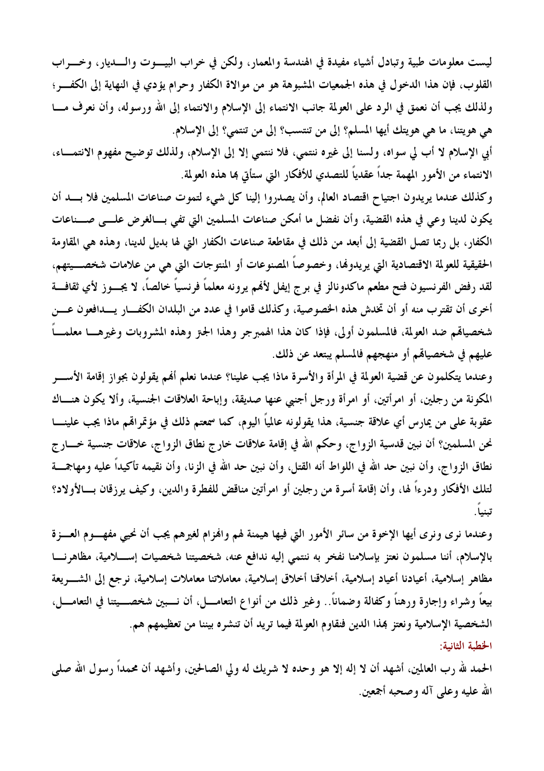ليست معلومات طبية وتبادل أشياء مفيدة في الهندسة والمعمار، ولكن في خراب البيوت والديار، وخراب القلوب، فإن هذا الدخول في هذه الجمعيات المشبوهة هو من موالاة الكفار وحرام يؤدي في النهاية إلى الكفر؛ ولذلك يجب أن نعمق في الرد على العولمة جانب الانتماء إلى الإسلام والانتماء إلى الله ورسوله، وأن نعرف ما هي هويتنا، ما هي هويتك أيها المسلم؟ إلى من تنتسب؟ إلى من تنتمي؟ إلى الإسلام.

أبي الإسلام لا أب لي سواه، ولسنا إلى غيره ننتمي، فلا ننتمي إلا إلى الإسلام، ولذلك توضيح مفهوم الانتماء، الانتماء من الأمور المهمة جداً عقدياً للتصدي للأفكار التي ستأتي بها هذه العولمة.

وكذلك عندما يريدون اجتياح اقتصاد العالم، وأن يصدروا إلينا كل شيء لتموت صناعات المسلمين فلا بد أن يكون لدينا وعي في هذه القضية، وأن نفضل ما أمكن صناعات المسلمين التي تفي بالغرض على صناعات الكفار، بل ربما تصل القضية إلى أبعد من ذلك في مقاطعة صناعات الكفار التي لها بديل لدينا، وهذه هي المقاومة الحقيقية للعولمة الاقتصادية التي يريدونها، وخصوصاً المصنوعات أو المنتوجات التي هي من علامات شخصيتهم، لقد رفض الفرنسيون فتح مطعم ماكدونالز في برج إيفل لأنهم يرونه معلماً فرنسياً خالصاً، لا يجوز لأي ثقافة أخرى أن تقترب منه أو أن تخدش هذه الخصوصية، وكذلك قاموا في عدد من البلدان الكفار يدافعون عن شخصياتهم ضد العولمة، فالمسلمون أولى، فإذا كان هذا الهمبرجر وهذا الجنز وهذه المشروبات وغيرها معلماً عليهم في شخصياتهم أو منهجهم فالمسلم يبتعد عن ذلك.

وعندما يتكلمون عن قضية العولمة في المرأة والأسرة ماذا يجب علينا؟ عندما نعلم أنهم يقولون بجواز إقامة الأسر المكونة من رجلين، أو امرأتين، أو امرأة ورجل أجنبي عنها صديقة، وإباحة العلاقات الجنسية، وألا يكون هناك عقوبة على من يمارس أي علاقة جنسية، هذا يقولونه عالمياً اليوم، كما سمعتم ذلك في مؤتمراتهم ماذا يجب علينا نحن المسلمين؟ أن نبين قدسية الزواج، وحكم الله في إقامة علاقات خارج نطاق الزواج، علاقات جنسية خارج نطاق الزواج، وأن نبين حد الله في اللواط أنه القتل، وأن نبين حد الله في الزنا، وأن نقيمه تأكيداً عليه ومهاجمة لتلك الأفكار ودرءاً لها، وأن إقامة أسرة من رجلين أو امرأتين مناقض للفطرة والدين، وكيف يرزقان بالأولاد؟ تبنياً.

وعندما نرى ونرى أيها الإخوة من سائر الأمور التي فيها هيمنة لهم وانهزام لغيرهم يجب أن نحيي مفهوم العزة بالإسلام، أننا مسلمون نعتز بإسلامنا نفخر به ننتمي إليه ندافع عنه، شخصيتنا شخصيات إسلامية، مظاهرنا مظاهر إسلامية، أعيادنا أعياد إسلامية، أخلاقنا أخلاق إسلامية، معاملاتنا معاملات إسلامية، نرجع إلى الشريعة بيعاً وشراء وإجارة ورهناً وكفالة وضماناً.. وغير ذلك من أنواع التعامل، أن نبين شخصيتنا في التعامل، الشخصية الإسلامية ونعتز بهذا الدين فنقاوم العولمة فيما تريد أن تنشره بيننا من تعظيمهم هم.

## الخطبة الثانية:

الحمد لله رب العالمين، أشهد أن لا إله إلا هو وحده لا شريك له ولي الصالحين، وأشهد أن محمداً رسول الله صلى الله عليه وعلى آله وصحبه أجمعين.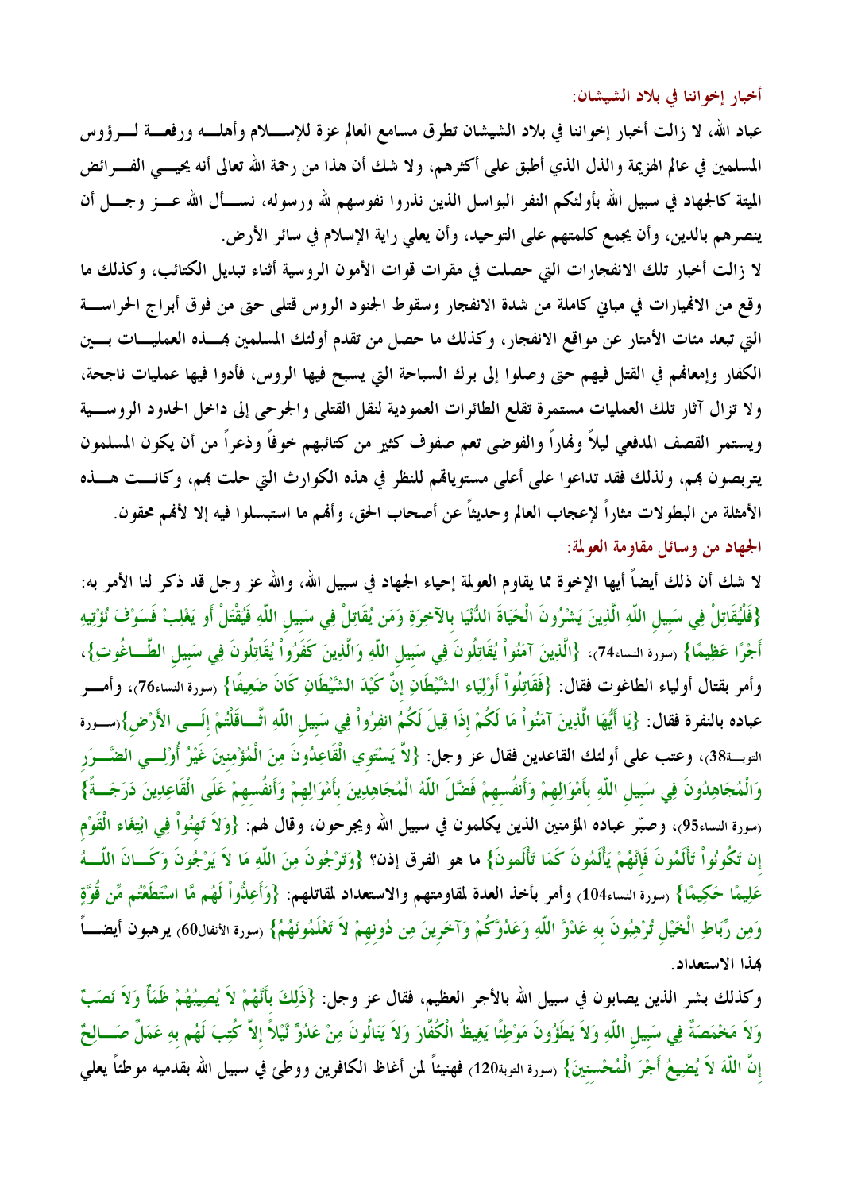## أخبار إخواننا في بلاد الشيشان:

عباد الله، لا زالت أخبار إخواننا في بلاد الشيشان تطرق مسامع العالم عزة للإسلام وأهله ورفعة لرؤوس المسلمين في عالم الهزيمة والذل الذي أطبق على أكثرهم، ولا شك أن هذا من رحمة الله تعالى أنه يحيي الفرائض الميتة كالجهاد في سبيل الله بأولئكم النفر البواسل الذين نذروا نفوسهم لله ورسوله، نسأل الله عز وجل أن ينصرهم بالدين، وأن يجمع كلمتهم على التوحيد، وأن يعلي راية الإسلام في سائر الأرض.

لا زالت أخبار تلك الانفجارات التي حصلت في مقرات قوات الأمون الروسية أثناء تبديل الكتائب، وكذلك ما وقع من الانهيارات في مباني كاملة من شدة الانفجار وسقوط الجنود الروس قتلى حتى من فوق أبراج الحراسة التي تبعد مئات الأمتار عن مواقع الانفجار، وكذلك ما حصل من تقدم أولئك المسلمين بهذه العمليات بين الكفار وإمعانهم في القتل فيهم حتى وصلوا إلى برك السباحة التي يسبح فيها الروس، فأدوا فيها عمليات ناجحة، ولا تزال آثار تلك العمليات مستمرة تقلع الطائرات العمودية لنقل القتلى والجرحى إلى داخل الحدود الروسية ويستمر القصف المدفعي ليلاً ونهاراً والفوضى تعم صفوف كثير من كتائبهم خوفاً وذعراً من أن يكون المسلمون يتربصون بهم، ولذلك فقد تداعوا على أعلى مستوياتهم للنظر في هذه الكوارث التي حلت بهم، وكانت هذه الأمثلة من البطولات مثاراً لإعجاب العالم وحديثاً عن أصحاب الحق، وأنهم ما استبسلوا فيه إلا لأنهم محقون.

## الجهاد من وسائل مقاومة العولمة:

لا شك أن ذلك أيضاً أيها الإخوة مما يقاوم العولمة إحياء الجهاد في سبيل الله، والله عز وجل قد ذكر لنا الأمر به: **{فَلْيُقَاتِلْ فِي سَبِيلِ اللّهِ الَّذِينَ يَشْرُونَ الْحَيَاةَ الدُّنْيَا بِالآخِرَةِ وَمَن يُقَاتِلْ فِي سَبِيلِ اللّهِ فَيُقْتَلْ أَو يَغْلِبْ فَسَوْفَ نُؤْتِيهِ أَجْرًا عَظِيمًا}** (سورة النساء74)، **{الَّذِينَ آمَنُواْ يُقَاتِلُونَ فِي سَبِيلِ اللّهِ وَالَّذِينَ كَفَرُواْ يُقَاتِلُونَ فِي سَبِيلِ الطَّاغُوتِ}**، وأمر بقتال أولياء الطاغوت فقال: **{فَقَاتِلُواْ أَوْلِيَاء الشَّيْطَانِ إِنَّ كَيْدَ الشَّيْطَانِ كَانَ ضَعِيفًا}** (سورة النساء76)، وأمر عباده بالنفرة فقال: **{يَا أَيُّهَا الَّذِينَ آمَنُواْ مَا لَكُمْ إِذَا قِيلَ لَكُمُ انفِرُواْ فِي سَبِيلِ اللّهِ اثَّاقَلْتُمْ إِلَى الأَرْضِ}**(سورة التوبة38)، وعتب على أولئك القاعدين فقال عز وجل: **{لاَّ يَسْتَوِي الْقَاعِدُونَ مِنَ الْمُؤْمِنِينَ غَيْرُ أُوْلِي الضَّرَرِ وَالْمُجَاهِدُونَ فِي سَبِيلِ اللّهِ بِأَمْوَالِهِمْ وَأَنفُسِهِمْ فَضَّلَ اللّهُ الْمُجَاهِدِينَ بِأَمْوَالِهِمْ وَأَنفُسِهِمْ عَلَى الْقَاعِدِينَ دَرَجَةً}** (سورة النساء95)، وصبّر عباده المؤمنين الذين يكلمون في سبيل الله ويجرحون، وقال لهم: **{وَلاَ تَهِنُواْ فِي ابْتِغَاء الْقَوْمِ إِن تَكُونُواْ تَأْلَمُونَ فَإِنَّهُمْ يَأْلَمُونَ كَمَا تَأْلَمونَ}** ما هو الفرق إذن؟ **{وَتَرْجُونَ مِنَ اللّهِ مَا لاَ يَرْجُونَ وَكَانَ اللّهُ عَلِيمًا حَكِيمًا}** (سورة النساء104) وأمر بأخذ العدة لمقاومتهم والاستعداد لمقاتلهم: **{وَأَعِدُّواْ لَهُم مَّا اسْتَطَعْتُم مِّن قُوَّةٍ وَمِن رِّبَاطِ الْخَيْلِ تُرْهِبُونَ بِهِ عَدْوَّ اللّهِ وَعَدُوَّكُمْ وَآخَرِينَ مِن دُونِهِمْ لاَ تَعْلَمُونَهُمُ}** (سورة الأنفال60) يرهبون أيضاً بهذا الاستعداد.

وكذلك بشر الذين يصابون في سبيل الله بالأجر العظيم، فقال عز وجل: **{ذَلِكَ بِأَنَّهُمْ لاَ يُصِيبُهُمْ ظَمَأٌ وَلاَ نَصَبٌ وَلاَ مَخْمَصَةٌ فِي سَبِيلِ اللّهِ وَلاَ يَطَؤُونَ مَوْطِئًا يَغِيظُ الْكُفَّارَ وَلاَ يَنَالُونَ مِنْ عَدُوٍّ نَّيْلاً إِلاَّ كُتِبَ لَهُم بِهِ عَمَلٌ صَالِحٌ إِنَّ اللّهَ لاَ يُضِيعُ أَجْرَ الْمُحْسِنِينَ}** (سورة التوبة120) فهنيئاً لمن أغاظ الكافرين ووطئ في سبيل الله بقدميه موطئاً يعلي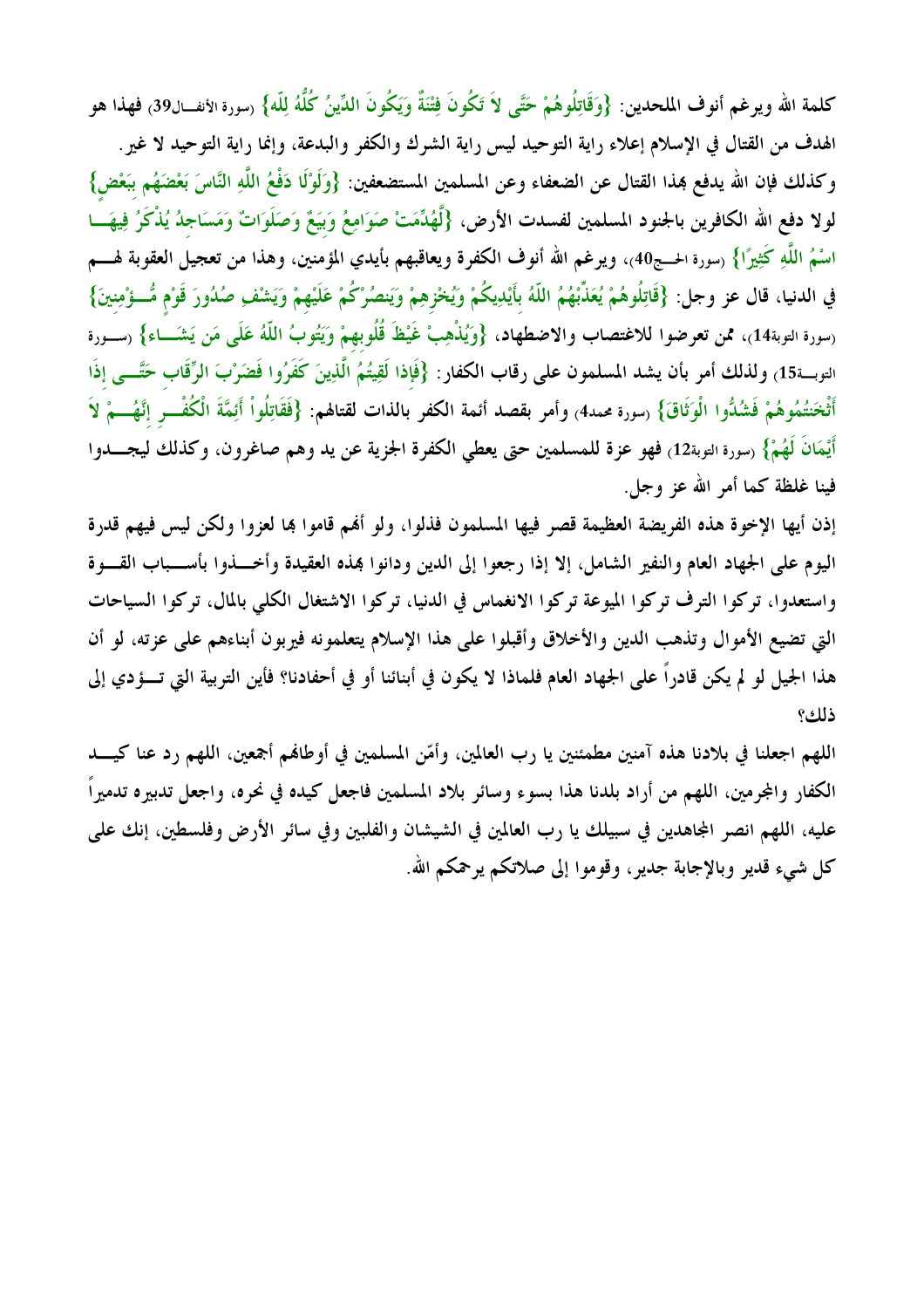كلمة الله ويرغم أنوف الملحدين: {وَقَاتِلُوهُمْ حَتَّى لاَ تَكُونَ فِتْنَةٌ وَيَكُونَ الدِّينُ كُلُّهُ لِلّه} (سورة الأنفال39) فهذا هو الهدف من القتال في الإسلام إعلاء راية التوحيد ليس راية الشرك والكفر والبدعة، وإنما راية التوحيد لا غير.

وكذلك فإن الله يدفع بهذا القتال عن الضعفاء وعن المسلمين المستضعفين: {وَلَوْلَا دَفْعُ اللَّهِ النَّاسَ بَعْضَهُم بِبَعْضٍ} لولا دفع الله الكافرين بالجنود المسلمين لفسدت الأرض، {لَّهُدِّمَتْ صَوَامِعُ وَبِيَعٌ وَصَلَوَاتٌ وَمَسَاجِدُ يُذْكَرُ فِيهَا اسْمُ اللَّهِ كَثِيرًا} (سورة الحج40)، ويرغم الله أنوف الكفرة ويعاقبهم بأيدي المؤمنين، وهذا من تعجيل العقوبة لهم في الدنيا، قال عز وجل: {قَاتِلُوهُمْ يُعَذِّبْهُمُ اللّهُ بِأَيْدِيكُمْ وَيُخْزِهِمْ وَيَنصُرْكُمْ عَلَيْهِمْ وَيَشْفِ صُدُورَ قَوْمٍ مُّؤْمِنِينَ} (سورة التوبة14)، ممن تعرضوا للاغتصاب والاضطهاد، {وَيُذْهِبْ غَيْظَ قُلُوبِهِمْ وَيَتُوبُ اللّهُ عَلَى مَن يَشَاءُ} (سورة التوبة15) ولذلك أمر بأن يشد المسلمون على رقاب الكفار: {فَإِذا لَقِيتُمُ الَّذِينَ كَفَرُوا فَضَرْبَ الرِّقَابِ حَتَّى إِذَا أَثْخَنتُمُوهُمْ فَشُدُّوا الْوَثَاقَ} (سورة محمد4) وأمر بقصد أئمة الكفر بالذات لقتالهم: {فَقَاتِلُواْ أَئِمَّةَ الْكُفْرِ إِنَّهُمْ لاَ أَيْمَانَ لَهُمْ} (سورة التوبة12) فهو عزة للمسلمين حتى يعطي الكفرة الجزية عن يد وهم صاغرون، وكذلك ليجدوا فينا غلظة كما أمر الله عز وجل.

إذن أيها الإخوة هذه الفريضة العظيمة قصر فيها المسلمون فذلوا، ولو أنهم قاموا بها لعزوا ولكن ليس فيهم قدرة اليوم على الجهاد العام والنفير الشامل، إلا إذا رجعوا إلى الدين ودانوا بهذه العقيدة وأخذوا بأسباب القوة واستعدوا، تركوا الترف تركوا الميوعة تركوا الانغماس في الدنيا، تركوا الاشتغال الكلي بالمال، تركوا السياحات التي تضيع الأموال وتذهب الدين والأخلاق وأقبلوا على هذا الإسلام يتعلمونه فيربون أبناءهم على عزته، لو أن هذا الجيل لو لم يكن قادراً على الجهاد العام فلماذا لا يكون في أبنائنا أو في أحفادنا؟ فأين التربية التي تؤدي إلى ذلك؟

اللهم اجعلنا في بلادنا هذه آمنين مطمئنين يا رب العالمين، وأمّن المسلمين في أوطانهم أجمعين، اللهم رد عنا كيد الكفار والمجرمين، اللهم من أراد بلدنا هذا بسوء وسائر بلاد المسلمين فاجعل كيده في نحره، واجعل تدبيره تدميراً عليه، اللهم انصر المجاهدين في سبيلك يا رب العالمين في الشيشان والفلبين وفي سائر الأرض وفلسطين، إنك على كل شيء قدير وبالإجابة جدير، وقوموا إلى صلاتكم يرحمكم الله.